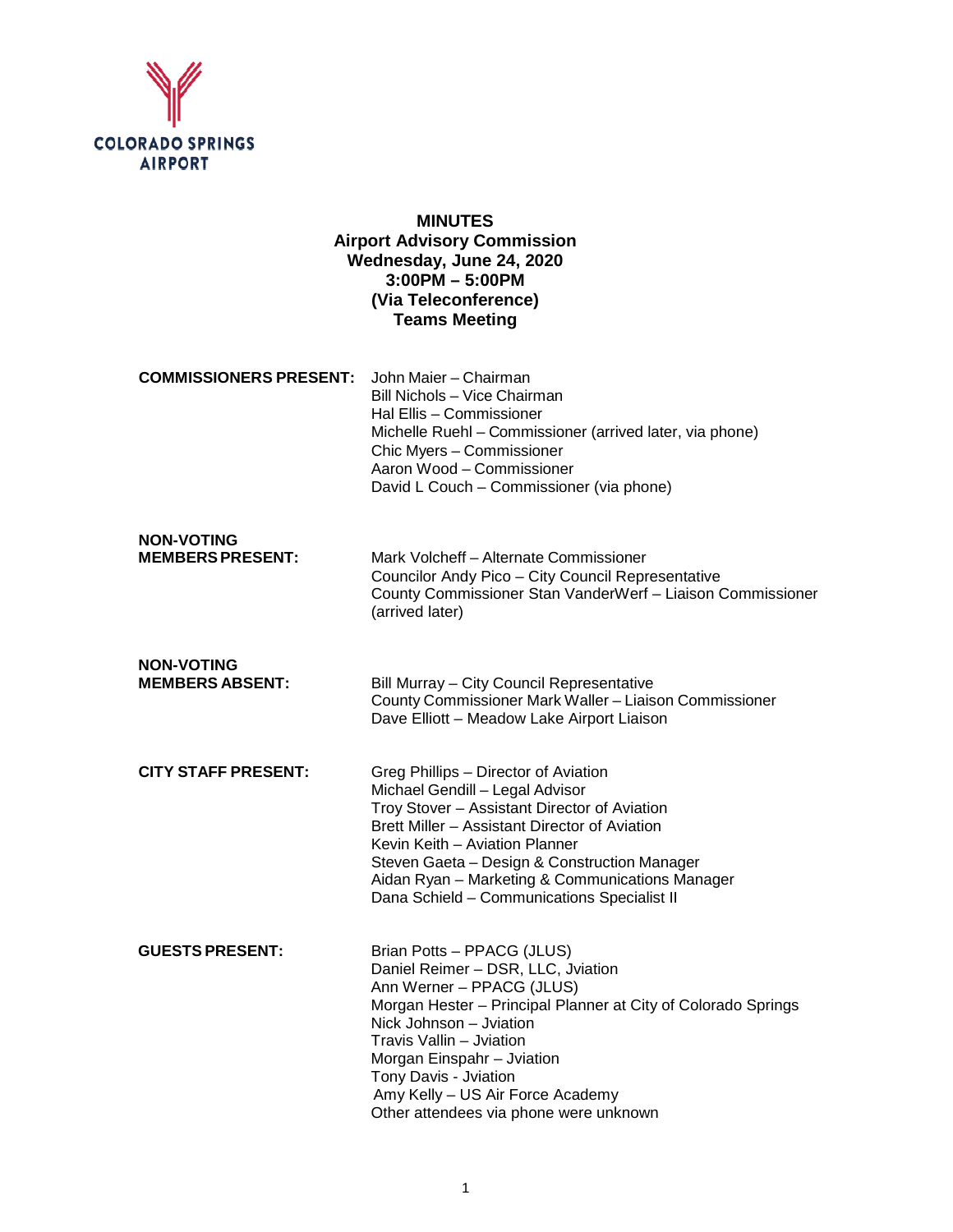COLORADO SPRINGS AIRPORT

**MINUTES**
**Airport Advisory Commission**
**Wednesday, June 24, 2020**
**3:00PM – 5:00PM**
**(Via Teleconference)**
**Teams Meeting**

| | |
|---|---|
| **COMMISSIONERS PRESENT:** | John Maier – Chairman<br>Bill Nichols – Vice Chairman<br>Hal Ellis – Commissioner<br>Michelle Ruehl – Commissioner (arrived later, via phone)<br>Chic Myers – Commissioner<br>Aaron Wood – Commissioner<br>David L Couch – Commissioner (via phone) |
| **NON-VOTING MEMBERS PRESENT:** | Mark Volcheff – Alternate Commissioner<br>Councilor Andy Pico – City Council Representative<br>County Commissioner Stan VanderWerf – Liaison Commissioner (arrived later) |
| **NON-VOTING MEMBERS ABSENT:** | Bill Murray – City Council Representative<br>County Commissioner Mark Waller – Liaison Commissioner<br>Dave Elliott – Meadow Lake Airport Liaison |
| **CITY STAFF PRESENT:** | Greg Phillips – Director of Aviation<br>Michael Gendill – Legal Advisor<br>Troy Stover – Assistant Director of Aviation<br>Brett Miller – Assistant Director of Aviation<br>Kevin Keith – Aviation Planner<br>Steven Gaeta – Design & Construction Manager<br>Aidan Ryan – Marketing & Communications Manager<br>Dana Schield – Communications Specialist II |
| **GUESTS PRESENT:** | Brian Potts – PPACG (JLUS)<br>Daniel Reimer – DSR, LLC, Jviation<br>Ann Werner – PPACG (JLUS)<br>Morgan Hester – Principal Planner at City of Colorado Springs<br>Nick Johnson – Jviation<br>Travis Vallin – Jviation<br>Morgan Einspahr – Jviation<br>Tony Davis - Jviation<br>Amy Kelly – US Air Force Academy<br>Other attendees via phone were unknown |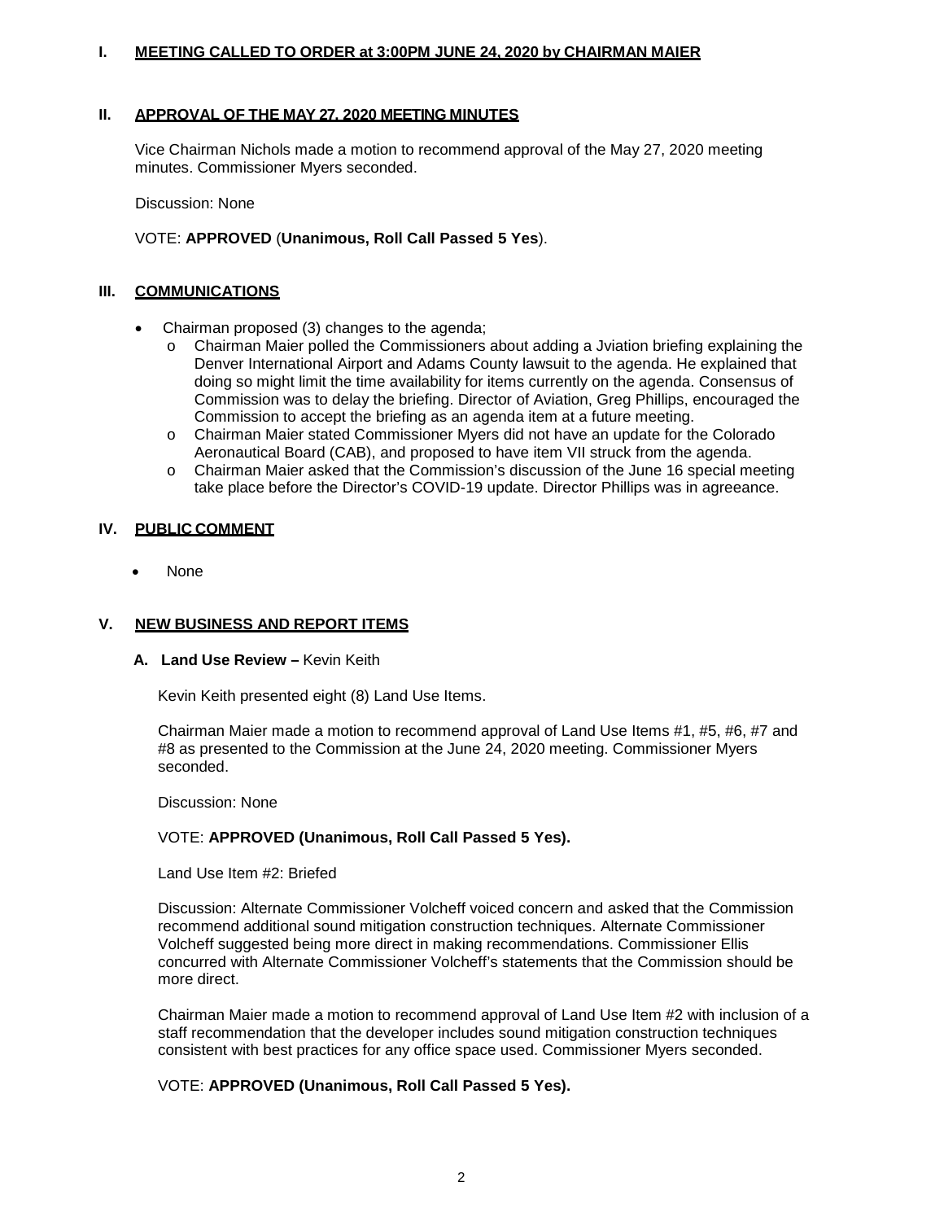## I. MEETING CALLED TO ORDER at 3:00PM JUNE 24, 2020 by CHAIRMAN MAIER

## II. APPROVAL OF THE MAY 27, 2020 MEETING MINUTES

Vice Chairman Nichols made a motion to recommend approval of the May 27, 2020 meeting minutes. Commissioner Myers seconded.

Discussion: None

VOTE: **APPROVED** (**Unanimous, Roll Call Passed 5 Yes**).

## III. COMMUNICATIONS

- Chairman proposed (3) changes to the agenda;
  - Chairman Maier polled the Commissioners about adding a Jviation briefing explaining the Denver International Airport and Adams County lawsuit to the agenda. He explained that doing so might limit the time availability for items currently on the agenda. Consensus of Commission was to delay the briefing. Director of Aviation, Greg Phillips, encouraged the Commission to accept the briefing as an agenda item at a future meeting.
  - Chairman Maier stated Commissioner Myers did not have an update for the Colorado Aeronautical Board (CAB), and proposed to have item VII struck from the agenda.
  - Chairman Maier asked that the Commission's discussion of the June 16 special meeting take place before the Director's COVID-19 update. Director Phillips was in agreeance.

## IV. PUBLIC COMMENT

- None

## V. NEW BUSINESS AND REPORT ITEMS

### A. Land Use Review – Kevin Keith

Kevin Keith presented eight (8) Land Use Items.

Chairman Maier made a motion to recommend approval of Land Use Items #1, #5, #6, #7 and #8 as presented to the Commission at the June 24, 2020 meeting. Commissioner Myers seconded.

Discussion: None

VOTE: **APPROVED (Unanimous, Roll Call Passed 5 Yes).**

Land Use Item #2: Briefed

Discussion: Alternate Commissioner Volcheff voiced concern and asked that the Commission recommend additional sound mitigation construction techniques. Alternate Commissioner Volcheff suggested being more direct in making recommendations. Commissioner Ellis concurred with Alternate Commissioner Volcheff's statements that the Commission should be more direct.

Chairman Maier made a motion to recommend approval of Land Use Item #2 with inclusion of a staff recommendation that the developer includes sound mitigation construction techniques consistent with best practices for any office space used. Commissioner Myers seconded.

VOTE: **APPROVED (Unanimous, Roll Call Passed 5 Yes).**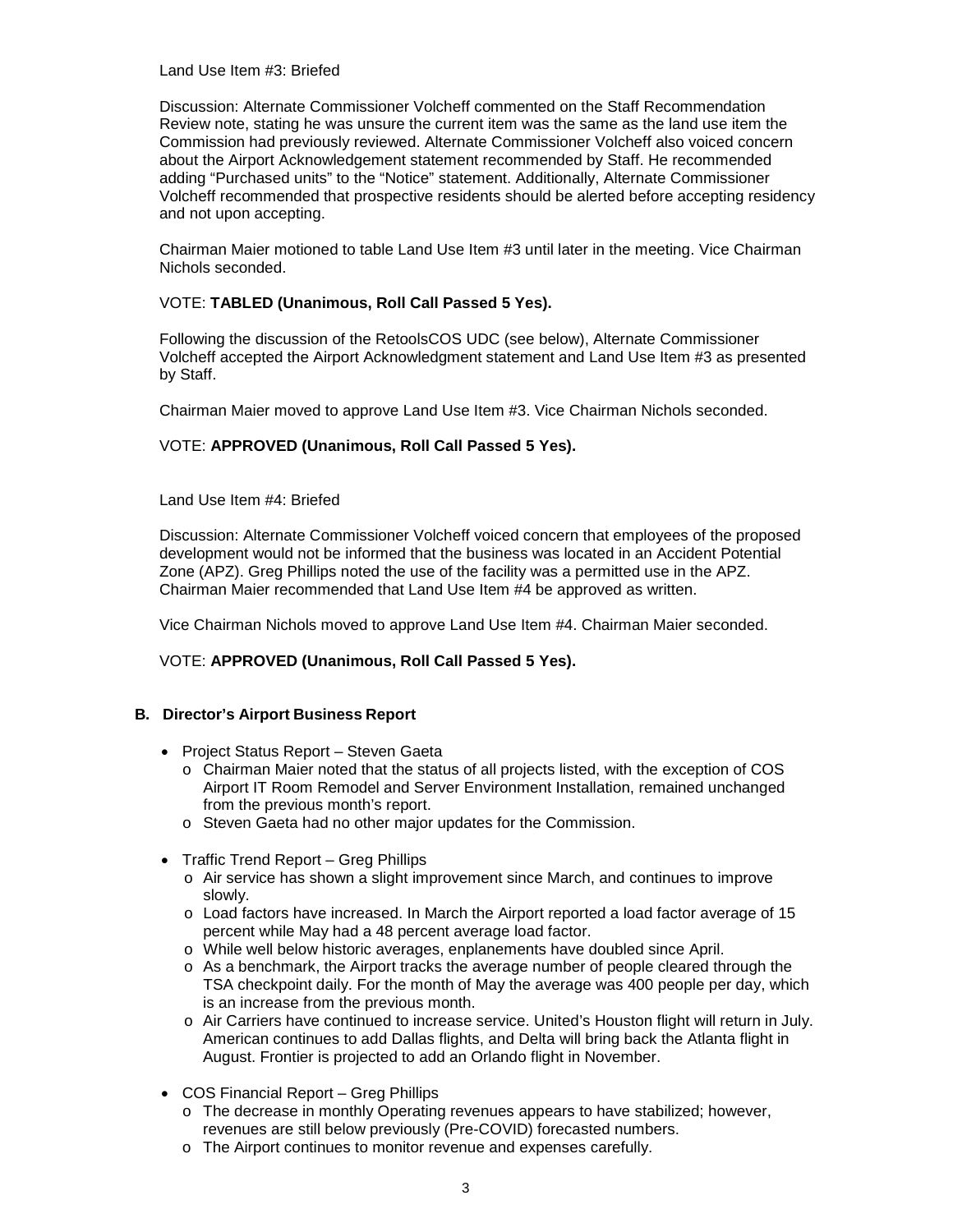Land Use Item #3: Briefed

Discussion: Alternate Commissioner Volcheff commented on the Staff Recommendation Review note, stating he was unsure the current item was the same as the land use item the Commission had previously reviewed. Alternate Commissioner Volcheff also voiced concern about the Airport Acknowledgement statement recommended by Staff. He recommended adding "Purchased units" to the "Notice" statement. Additionally, Alternate Commissioner Volcheff recommended that prospective residents should be alerted before accepting residency and not upon accepting.

Chairman Maier motioned to table Land Use Item #3 until later in the meeting. Vice Chairman Nichols seconded.

VOTE: **TABLED (Unanimous, Roll Call Passed 5 Yes).**

Following the discussion of the RetoolsCOS UDC (see below), Alternate Commissioner Volcheff accepted the Airport Acknowledgment statement and Land Use Item #3 as presented by Staff.

Chairman Maier moved to approve Land Use Item #3. Vice Chairman Nichols seconded.

VOTE: **APPROVED (Unanimous, Roll Call Passed 5 Yes).**

Land Use Item #4: Briefed

Discussion: Alternate Commissioner Volcheff voiced concern that employees of the proposed development would not be informed that the business was located in an Accident Potential Zone (APZ). Greg Phillips noted the use of the facility was a permitted use in the APZ. Chairman Maier recommended that Land Use Item #4 be approved as written.

Vice Chairman Nichols moved to approve Land Use Item #4. Chairman Maier seconded.

VOTE: **APPROVED (Unanimous, Roll Call Passed 5 Yes).**

**B. Director's Airport Business Report**

- Project Status Report – Steven Gaeta
  - Chairman Maier noted that the status of all projects listed, with the exception of COS Airport IT Room Remodel and Server Environment Installation, remained unchanged from the previous month's report.
  - Steven Gaeta had no other major updates for the Commission.
- Traffic Trend Report – Greg Phillips
  - Air service has shown a slight improvement since March, and continues to improve slowly.
  - Load factors have increased. In March the Airport reported a load factor average of 15 percent while May had a 48 percent average load factor.
  - While well below historic averages, enplanements have doubled since April.
  - As a benchmark, the Airport tracks the average number of people cleared through the TSA checkpoint daily. For the month of May the average was 400 people per day, which is an increase from the previous month.
  - Air Carriers have continued to increase service. United's Houston flight will return in July. American continues to add Dallas flights, and Delta will bring back the Atlanta flight in August. Frontier is projected to add an Orlando flight in November.
- COS Financial Report – Greg Phillips
  - The decrease in monthly Operating revenues appears to have stabilized; however, revenues are still below previously (Pre-COVID) forecasted numbers.
  - The Airport continues to monitor revenue and expenses carefully.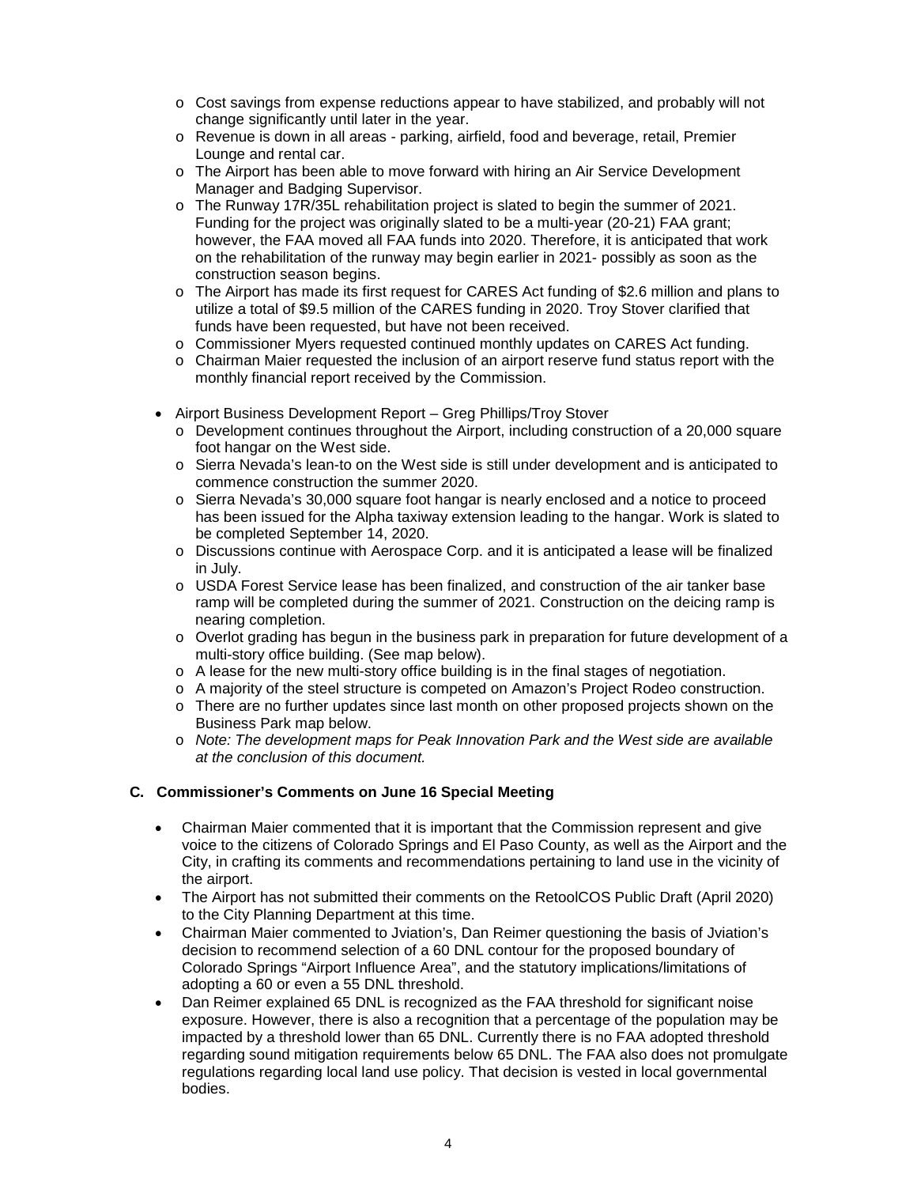- Cost savings from expense reductions appear to have stabilized, and probably will not change significantly until later in the year.
  - Revenue is down in all areas - parking, airfield, food and beverage, retail, Premier Lounge and rental car.
  - The Airport has been able to move forward with hiring an Air Service Development Manager and Badging Supervisor.
  - The Runway 17R/35L rehabilitation project is slated to begin the summer of 2021. Funding for the project was originally slated to be a multi-year (20-21) FAA grant; however, the FAA moved all FAA funds into 2020. Therefore, it is anticipated that work on the rehabilitation of the runway may begin earlier in 2021- possibly as soon as the construction season begins.
  - The Airport has made its first request for CARES Act funding of $2.6 million and plans to utilize a total of $9.5 million of the CARES funding in 2020. Troy Stover clarified that funds have been requested, but have not been received.
  - Commissioner Myers requested continued monthly updates on CARES Act funding.
  - Chairman Maier requested the inclusion of an airport reserve fund status report with the monthly financial report received by the Commission.

- Airport Business Development Report – Greg Phillips/Troy Stover
  - Development continues throughout the Airport, including construction of a 20,000 square foot hangar on the West side.
  - Sierra Nevada's lean-to on the West side is still under development and is anticipated to commence construction the summer 2020.
  - Sierra Nevada's 30,000 square foot hangar is nearly enclosed and a notice to proceed has been issued for the Alpha taxiway extension leading to the hangar. Work is slated to be completed September 14, 2020.
  - Discussions continue with Aerospace Corp. and it is anticipated a lease will be finalized in July.
  - USDA Forest Service lease has been finalized, and construction of the air tanker base ramp will be completed during the summer of 2021. Construction on the deicing ramp is nearing completion.
  - Overlot grading has begun in the business park in preparation for future development of a multi-story office building. (See map below).
  - A lease for the new multi-story office building is in the final stages of negotiation.
  - A majority of the steel structure is competed on Amazon's Project Rodeo construction.
  - There are no further updates since last month on other proposed projects shown on the Business Park map below.
  - *Note: The development maps for Peak Innovation Park and the West side are available at the conclusion of this document.*

### C. Commissioner's Comments on June 16 Special Meeting

- Chairman Maier commented that it is important that the Commission represent and give voice to the citizens of Colorado Springs and El Paso County, as well as the Airport and the City, in crafting its comments and recommendations pertaining to land use in the vicinity of the airport.
- The Airport has not submitted their comments on the RetoolCOS Public Draft (April 2020) to the City Planning Department at this time.
- Chairman Maier commented to Jviation's, Dan Reimer questioning the basis of Jviation's decision to recommend selection of a 60 DNL contour for the proposed boundary of Colorado Springs "Airport Influence Area", and the statutory implications/limitations of adopting a 60 or even a 55 DNL threshold.
- Dan Reimer explained 65 DNL is recognized as the FAA threshold for significant noise exposure. However, there is also a recognition that a percentage of the population may be impacted by a threshold lower than 65 DNL. Currently there is no FAA adopted threshold regarding sound mitigation requirements below 65 DNL. The FAA also does not promulgate regulations regarding local land use policy. That decision is vested in local governmental bodies.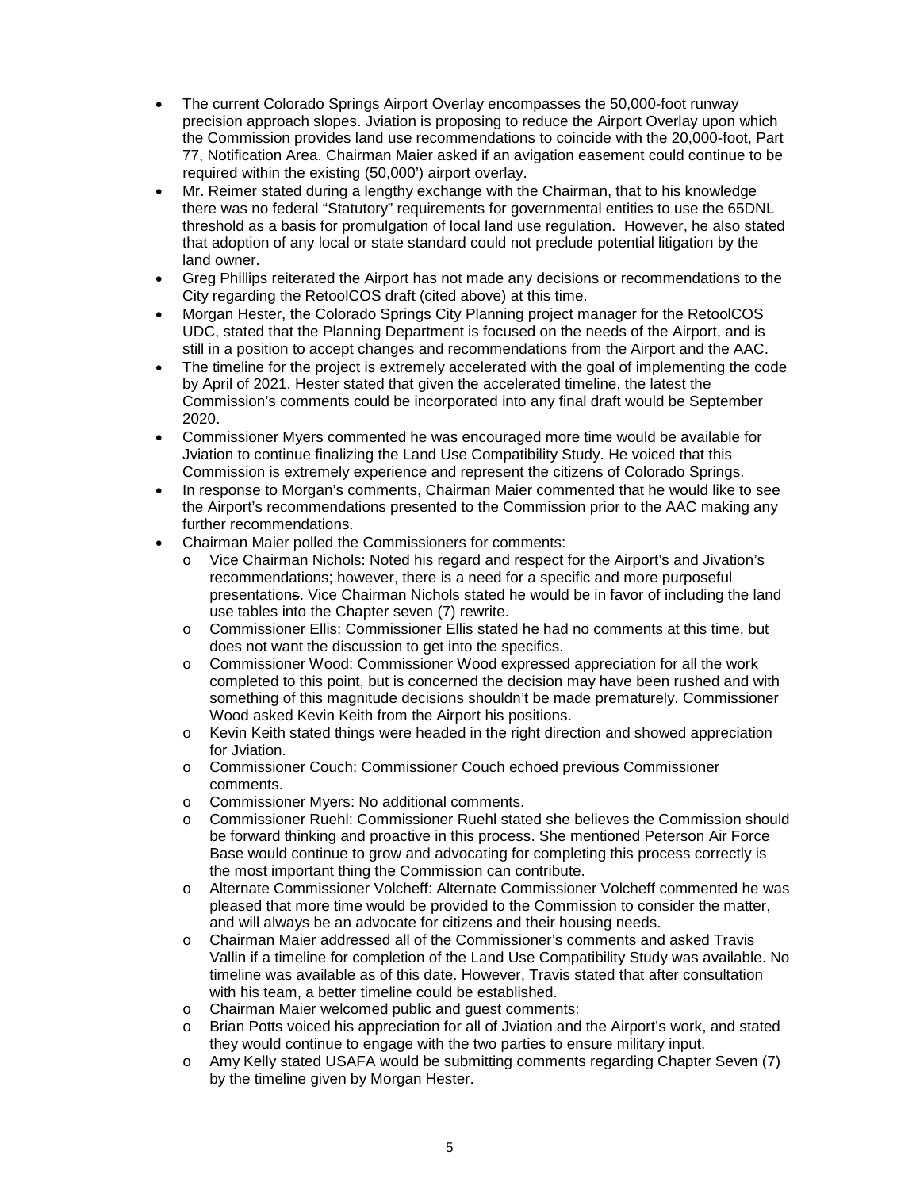- The current Colorado Springs Airport Overlay encompasses the 50,000-foot runway precision approach slopes. Jviation is proposing to reduce the Airport Overlay upon which the Commission provides land use recommendations to coincide with the 20,000-foot, Part 77, Notification Area. Chairman Maier asked if an avigation easement could continue to be required within the existing (50,000') airport overlay.
- Mr. Reimer stated during a lengthy exchange with the Chairman, that to his knowledge there was no federal "Statutory" requirements for governmental entities to use the 65DNL threshold as a basis for promulgation of local land use regulation. However, he also stated that adoption of any local or state standard could not preclude potential litigation by the land owner.
- Greg Phillips reiterated the Airport has not made any decisions or recommendations to the City regarding the RetoolCOS draft (cited above) at this time.
- Morgan Hester, the Colorado Springs City Planning project manager for the RetoolCOS UDC, stated that the Planning Department is focused on the needs of the Airport, and is still in a position to accept changes and recommendations from the Airport and the AAC.
- The timeline for the project is extremely accelerated with the goal of implementing the code by April of 2021. Hester stated that given the accelerated timeline, the latest the Commission's comments could be incorporated into any final draft would be September 2020.
- Commissioner Myers commented he was encouraged more time would be available for Jviation to continue finalizing the Land Use Compatibility Study. He voiced that this Commission is extremely experience and represent the citizens of Colorado Springs.
- In response to Morgan's comments, Chairman Maier commented that he would like to see the Airport's recommendations presented to the Commission prior to the AAC making any further recommendations.
- Chairman Maier polled the Commissioners for comments:
  - Vice Chairman Nichols: Noted his regard and respect for the Airport's and Jivation's recommendations; however, there is a need for a specific and more purposeful presentations. Vice Chairman Nichols stated he would be in favor of including the land use tables into the Chapter seven (7) rewrite.
  - Commissioner Ellis: Commissioner Ellis stated he had no comments at this time, but does not want the discussion to get into the specifics.
  - Commissioner Wood: Commissioner Wood expressed appreciation for all the work completed to this point, but is concerned the decision may have been rushed and with something of this magnitude decisions shouldn't be made prematurely. Commissioner Wood asked Kevin Keith from the Airport his positions.
  - Kevin Keith stated things were headed in the right direction and showed appreciation for Jviation.
  - Commissioner Couch: Commissioner Couch echoed previous Commissioner comments.
  - Commissioner Myers: No additional comments.
  - Commissioner Ruehl: Commissioner Ruehl stated she believes the Commission should be forward thinking and proactive in this process. She mentioned Peterson Air Force Base would continue to grow and advocating for completing this process correctly is the most important thing the Commission can contribute.
  - Alternate Commissioner Volcheff: Alternate Commissioner Volcheff commented he was pleased that more time would be provided to the Commission to consider the matter, and will always be an advocate for citizens and their housing needs.
  - Chairman Maier addressed all of the Commissioner's comments and asked Travis Vallin if a timeline for completion of the Land Use Compatibility Study was available. No timeline was available as of this date. However, Travis stated that after consultation with his team, a better timeline could be established.
  - Chairman Maier welcomed public and guest comments:
  - Brian Potts voiced his appreciation for all of Jviation and the Airport's work, and stated they would continue to engage with the two parties to ensure military input.
  - Amy Kelly stated USAFA would be submitting comments regarding Chapter Seven (7) by the timeline given by Morgan Hester.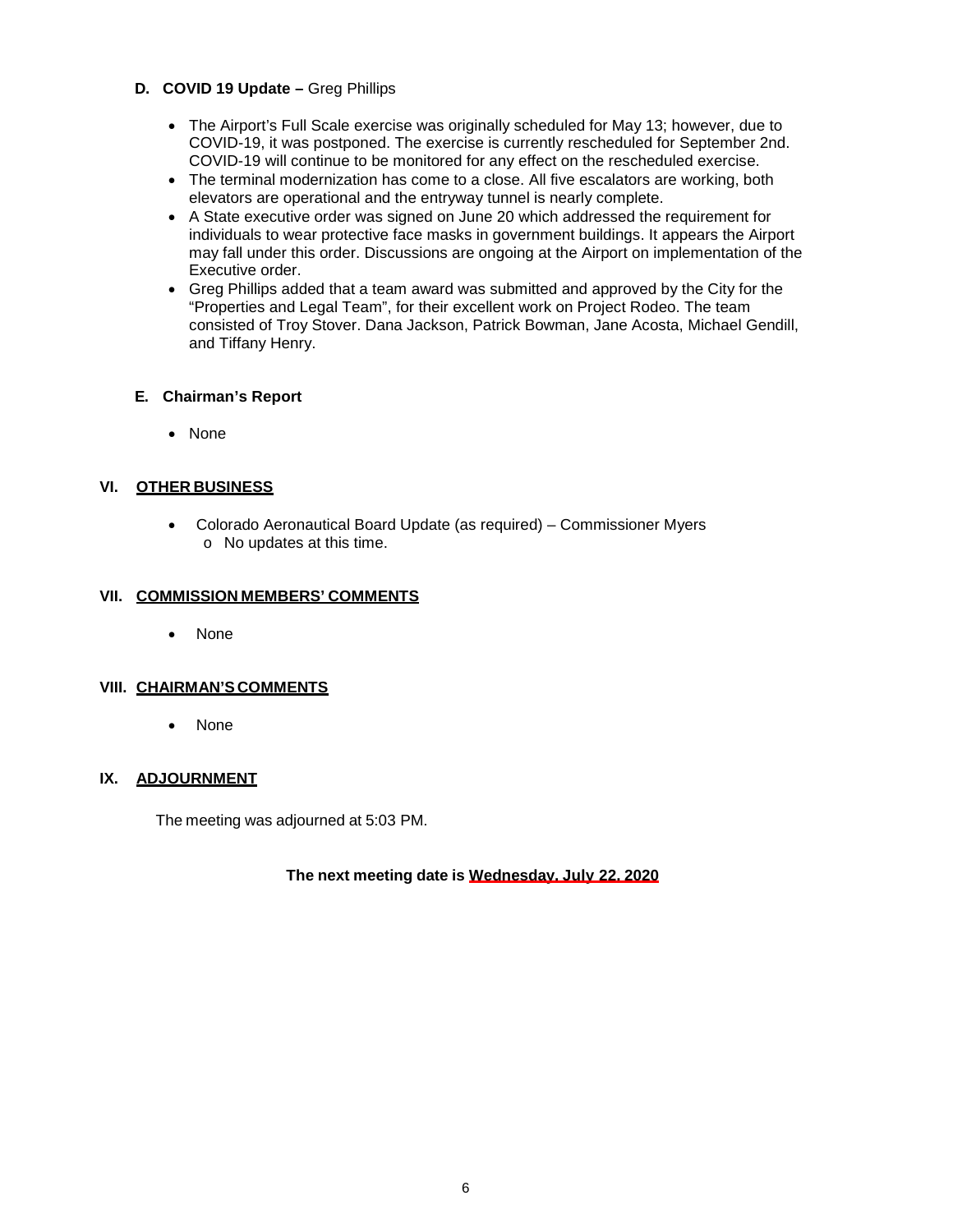**D. COVID 19 Update –** Greg Phillips

- The Airport's Full Scale exercise was originally scheduled for May 13; however, due to COVID-19, it was postponed. The exercise is currently rescheduled for September 2nd. COVID-19 will continue to be monitored for any effect on the rescheduled exercise.
- The terminal modernization has come to a close. All five escalators are working, both elevators are operational and the entryway tunnel is nearly complete.
- A State executive order was signed on June 20 which addressed the requirement for individuals to wear protective face masks in government buildings. It appears the Airport may fall under this order. Discussions are ongoing at the Airport on implementation of the Executive order.
- Greg Phillips added that a team award was submitted and approved by the City for the "Properties and Legal Team", for their excellent work on Project Rodeo. The team consisted of Troy Stover. Dana Jackson, Patrick Bowman, Jane Acosta, Michael Gendill, and Tiffany Henry.

**E. Chairman's Report**

- None

## VI. OTHER BUSINESS

- Colorado Aeronautical Board Update (as required) – Commissioner Myers
  - o No updates at this time.

## VII. COMMISSION MEMBERS' COMMENTS

- None

## VIII. CHAIRMAN'S COMMENTS

- None

## IX. ADJOURNMENT

The meeting was adjourned at 5:03 PM.

**The next meeting date is Wednesday, July 22, 2020**